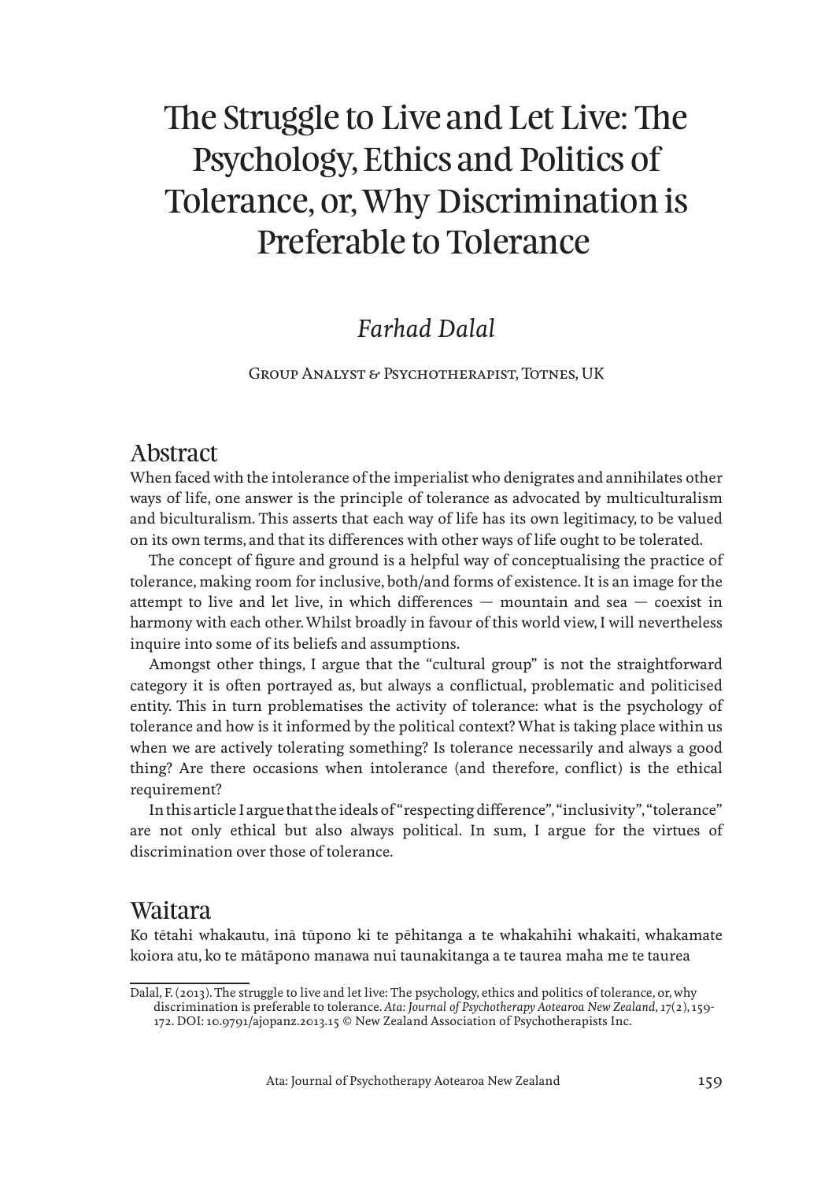# The Struggle to Live and Let Live: The Psychology, Ethics and Politics of Tolerance, or, Why Discrimination is Preferable to Tolerance

*Farhad Dalal*

Group Analyst & Psychotherapist, Totnes, UK

## Abstract

When faced with the intolerance of the imperialist who denigrates and annihilates other ways of life, one answer is the principle of tolerance as advocated by multiculturalism and biculturalism. This asserts that each way of life has its own legitimacy, to be valued on its own terms, and that its differences with other ways of life ought to be tolerated.

The concept of figure and ground is a helpful way of conceptualising the practice of tolerance, making room for inclusive, both/and forms of existence. It is an image for the attempt to live and let live, in which differences — mountain and sea — coexist in harmony with each other. Whilst broadly in favour of this world view, I will nevertheless inquire into some of its beliefs and assumptions.

Amongst other things, I argue that the "cultural group" is not the straightforward category it is often portrayed as, but always a conflictual, problematic and politicised entity. This in turn problematises the activity of tolerance: what is the psychology of tolerance and how is it informed by the political context? What is taking place within us when we are actively tolerating something? Is tolerance necessarily and always a good thing? Are there occasions when intolerance (and therefore, conflict) is the ethical requirement?

In this article I argue that the ideals of "respecting difference", "inclusivity", "tolerance" are not only ethical but also always political. In sum, I argue for the virtues of discrimination over those of tolerance.

## Waitara

Ko tētahi whakautu, inā tūpono ki te pēhitanga a te whakahīhi whakaiti, whakamate koiora atu, ko te mātāpono manawa nui taunakitanga a te taurea maha me te taurea

---

Dalal, F. (2013). The struggle to live and let live: The psychology, ethics and politics of tolerance, or, why discrimination is preferable to tolerance. *Ata: Journal of Psychotherapy Aotearoa New Zealand*, 17(2), 159-172. DOI: 10.9791/ajopanz.2013.15 © New Zealand Association of Psychotherapists Inc.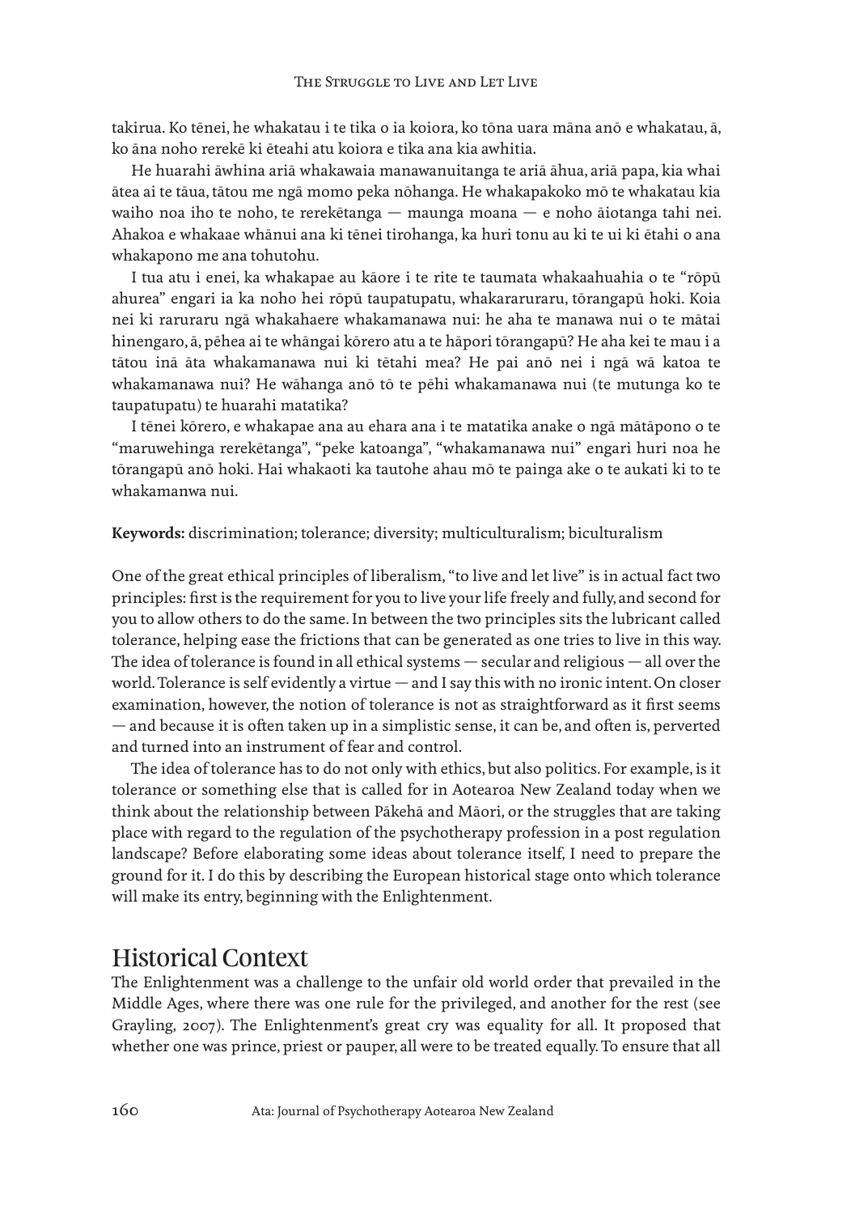takirua. Ko tēnei, he whakatau i te tika o ia koiora, ko tōna uara māna anō e whakatau, ā, ko āna noho rerekē ki ēteahi atu koiora e tika ana kia awhitia.

He huarahi āwhina ariā whakawaia manawanuitanga te ariā āhua, ariā papa, kia whai ātea ai te tāua, tātou me ngā momo peka nōhanga. He whakapakoko mō te whakatau kia waiho noa iho te noho, te rerekētanga — maunga moana — e noho āiotanga tahi nei. Ahakoa e whakaae whānui ana ki tēnei tirohanga, ka huri tonu au ki te ui ki ētahi o ana whakapono me ana tohutohu.

I tua atu i enei, ka whakapae au kāore i te rite te taumata whakaahuahia o te "rōpū ahurea" engari ia ka noho hei rōpū taupatupatu, whakararuraru, tōrangapū hoki. Koia nei ki raruraru ngā whakahaere whakamanawa nui: he aha te manawa nui o te mātai hinengaro, ā, pēhea ai te whāngai kōrero atu a te hāpori tōrangapū? He aha kei te mau i a tātou inā āta whakamanawa nui ki tētahi mea? He pai anō nei i ngā wā katoa te whakamanawa nui? He wāhanga anō tō te pēhi whakamanawa nui (te mutunga ko te taupatupatu) te huarahi matatika?

I tēnei kōrero, e whakapae ana au ehara ana i te matatika anake o ngā mātāpono o te "maruwehinga rerekētanga", "peke katoanga", "whakamanawa nui" engari huri noa he tōrangapū anō hoki. Hai whakaoti ka tautohe ahau mō te painga ake o te aukati ki to te whakamanwa nui.

**Keywords:** discrimination; tolerance; diversity; multiculturalism; biculturalism

One of the great ethical principles of liberalism, "to live and let live" is in actual fact two principles: first is the requirement for you to live your life freely and fully, and second for you to allow others to do the same. In between the two principles sits the lubricant called tolerance, helping ease the frictions that can be generated as one tries to live in this way. The idea of tolerance is found in all ethical systems — secular and religious — all over the world. Tolerance is self evidently a virtue — and I say this with no ironic intent. On closer examination, however, the notion of tolerance is not as straightforward as it first seems — and because it is often taken up in a simplistic sense, it can be, and often is, perverted and turned into an instrument of fear and control.

The idea of tolerance has to do not only with ethics, but also politics. For example, is it tolerance or something else that is called for in Aotearoa New Zealand today when we think about the relationship between Pākehā and Māori, or the struggles that are taking place with regard to the regulation of the psychotherapy profession in a post regulation landscape? Before elaborating some ideas about tolerance itself, I need to prepare the ground for it. I do this by describing the European historical stage onto which tolerance will make its entry, beginning with the Enlightenment.

## Historical Context

The Enlightenment was a challenge to the unfair old world order that prevailed in the Middle Ages, where there was one rule for the privileged, and another for the rest (see Grayling, 2007). The Enlightenment's great cry was equality for all. It proposed that whether one was prince, priest or pauper, all were to be treated equally. To ensure that all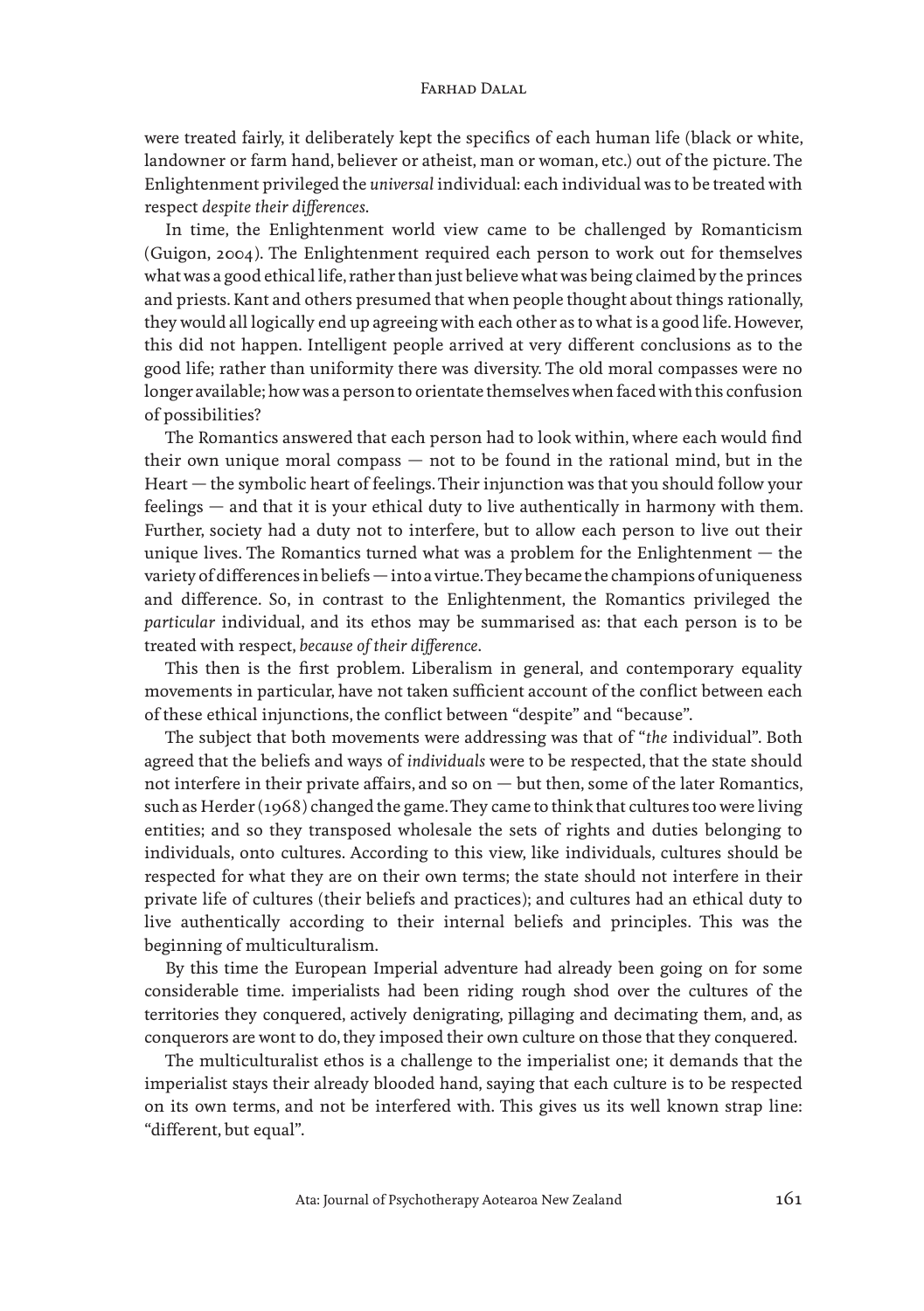were treated fairly, it deliberately kept the specifics of each human life (black or white, landowner or farm hand, believer or atheist, man or woman, etc.) out of the picture. The Enlightenment privileged the *universal* individual: each individual was to be treated with respect *despite their differences*.

In time, the Enlightenment world view came to be challenged by Romanticism (Guigon, 2004). The Enlightenment required each person to work out for themselves what was a good ethical life, rather than just believe what was being claimed by the princes and priests. Kant and others presumed that when people thought about things rationally, they would all logically end up agreeing with each other as to what is a good life. However, this did not happen. Intelligent people arrived at very different conclusions as to the good life; rather than uniformity there was diversity. The old moral compasses were no longer available; how was a person to orientate themselves when faced with this confusion of possibilities?

The Romantics answered that each person had to look within, where each would find their own unique moral compass — not to be found in the rational mind, but in the Heart — the symbolic heart of feelings. Their injunction was that you should follow your feelings — and that it is your ethical duty to live authentically in harmony with them. Further, society had a duty not to interfere, but to allow each person to live out their unique lives. The Romantics turned what was a problem for the Enlightenment — the variety of differences in beliefs — into a virtue. They became the champions of uniqueness and difference. So, in contrast to the Enlightenment, the Romantics privileged the *particular* individual, and its ethos may be summarised as: that each person is to be treated with respect, *because of their difference*.

This then is the first problem. Liberalism in general, and contemporary equality movements in particular, have not taken sufficient account of the conflict between each of these ethical injunctions, the conflict between "despite" and "because".

The subject that both movements were addressing was that of "*the* individual". Both agreed that the beliefs and ways of *individuals* were to be respected, that the state should not interfere in their private affairs, and so on — but then, some of the later Romantics, such as Herder (1968) changed the game. They came to think that cultures too were living entities; and so they transposed wholesale the sets of rights and duties belonging to individuals, onto cultures. According to this view, like individuals, cultures should be respected for what they are on their own terms; the state should not interfere in their private life of cultures (their beliefs and practices); and cultures had an ethical duty to live authentically according to their internal beliefs and principles. This was the beginning of multiculturalism.

By this time the European Imperial adventure had already been going on for some considerable time. imperialists had been riding rough shod over the cultures of the territories they conquered, actively denigrating, pillaging and decimating them, and, as conquerors are wont to do, they imposed their own culture on those that they conquered.

The multiculturalist ethos is a challenge to the imperialist one; it demands that the imperialist stays their already blooded hand, saying that each culture is to be respected on its own terms, and not be interfered with. This gives us its well known strap line: "different, but equal".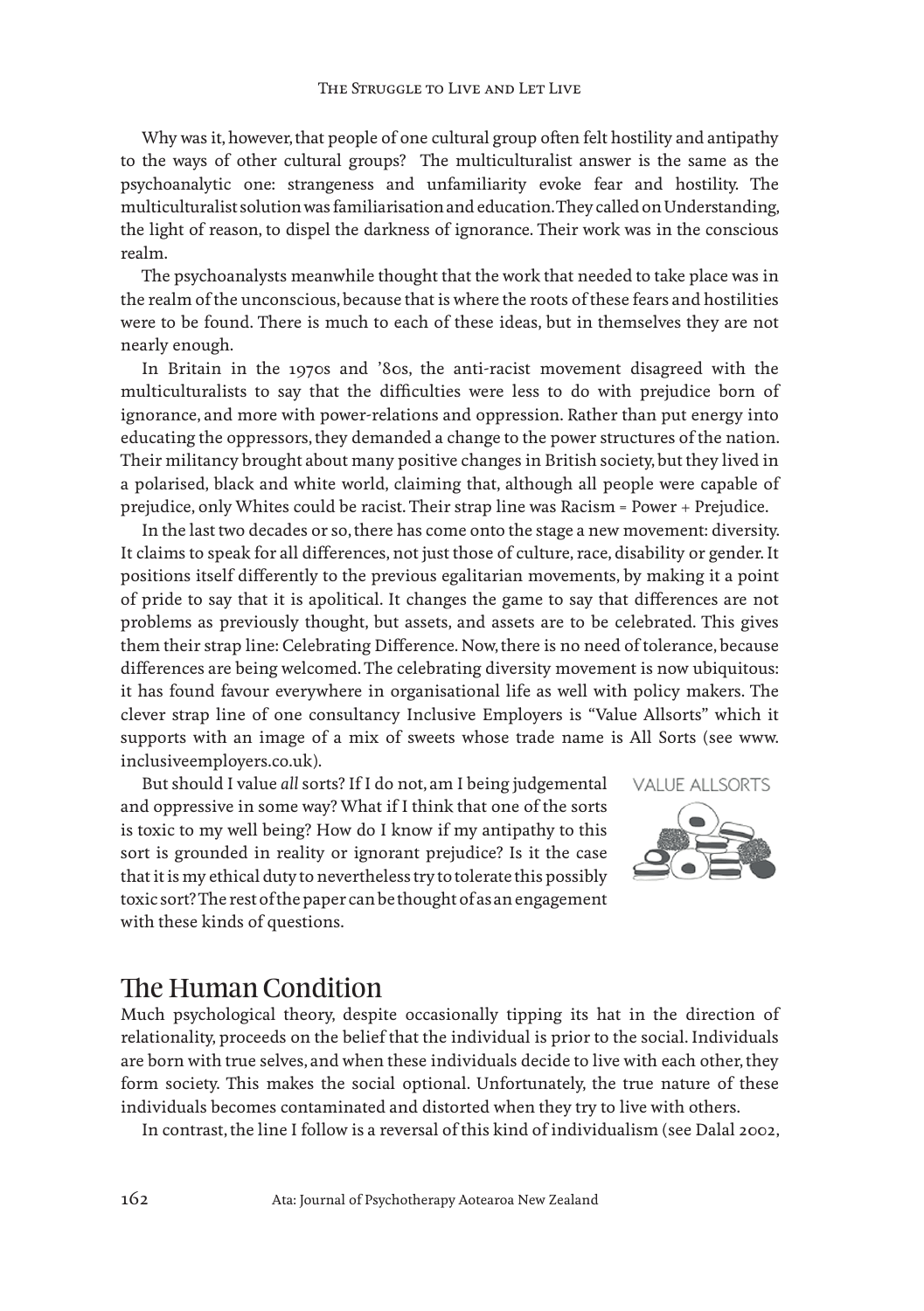Why was it, however, that people of one cultural group often felt hostility and antipathy to the ways of other cultural groups? The multiculturalist answer is the same as the psychoanalytic one: strangeness and unfamiliarity evoke fear and hostility. The multiculturalist solution was familiarisation and education. They called on Understanding, the light of reason, to dispel the darkness of ignorance. Their work was in the conscious realm.

The psychoanalysts meanwhile thought that the work that needed to take place was in the realm of the unconscious, because that is where the roots of these fears and hostilities were to be found. There is much to each of these ideas, but in themselves they are not nearly enough.

In Britain in the 1970s and '80s, the anti-racist movement disagreed with the multiculturalists to say that the difficulties were less to do with prejudice born of ignorance, and more with power-relations and oppression. Rather than put energy into educating the oppressors, they demanded a change to the power structures of the nation. Their militancy brought about many positive changes in British society, but they lived in a polarised, black and white world, claiming that, although all people were capable of prejudice, only Whites could be racist. Their strap line was Racism = Power + Prejudice.

In the last two decades or so, there has come onto the stage a new movement: diversity. It claims to speak for all differences, not just those of culture, race, disability or gender. It positions itself differently to the previous egalitarian movements, by making it a point of pride to say that it is apolitical. It changes the game to say that differences are not problems as previously thought, but assets, and assets are to be celebrated. This gives them their strap line: Celebrating Difference. Now, there is no need of tolerance, because differences are being welcomed. The celebrating diversity movement is now ubiquitous: it has found favour everywhere in organisational life as well with policy makers. The clever strap line of one consultancy Inclusive Employers is "Value Allsorts" which it supports with an image of a mix of sweets whose trade name is All Sorts (see www.inclusiveemployers.co.uk).

VALUE ALLSORTS

But should I value *all* sorts? If I do not, am I being judgemental and oppressive in some way? What if I think that one of the sorts is toxic to my well being? How do I know if my antipathy to this sort is grounded in reality or ignorant prejudice? Is it the case that it is my ethical duty to nevertheless try to tolerate this possibly toxic sort? The rest of the paper can be thought of as an engagement with these kinds of questions.

## The Human Condition

Much psychological theory, despite occasionally tipping its hat in the direction of relationality, proceeds on the belief that the individual is prior to the social. Individuals are born with true selves, and when these individuals decide to live with each other, they form society. This makes the social optional. Unfortunately, the true nature of these individuals becomes contaminated and distorted when they try to live with others.

In contrast, the line I follow is a reversal of this kind of individualism (see Dalal 2002,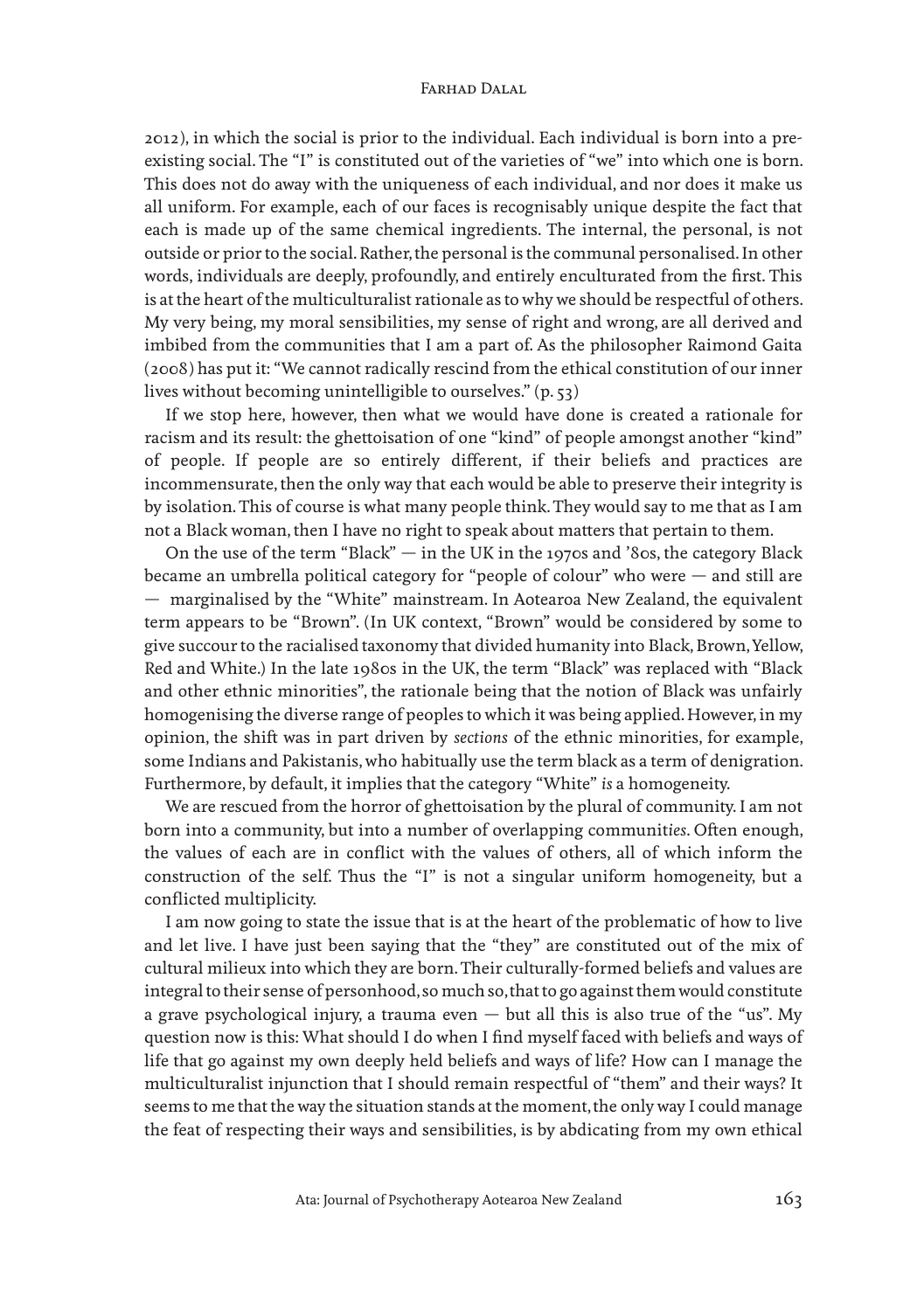2012), in which the social is prior to the individual. Each individual is born into a pre-existing social. The "I" is constituted out of the varieties of "we" into which one is born. This does not do away with the uniqueness of each individual, and nor does it make us all uniform. For example, each of our faces is recognisably unique despite the fact that each is made up of the same chemical ingredients. The internal, the personal, is not outside or prior to the social. Rather, the personal is the communal personalised. In other words, individuals are deeply, profoundly, and entirely enculturated from the first. This is at the heart of the multiculturalist rationale as to why we should be respectful of others. My very being, my moral sensibilities, my sense of right and wrong, are all derived and imbibed from the communities that I am a part of. As the philosopher Raimond Gaita (2008) has put it: "We cannot radically rescind from the ethical constitution of our inner lives without becoming unintelligible to ourselves." (p. 53)

If we stop here, however, then what we would have done is created a rationale for racism and its result: the ghettoisation of one "kind" of people amongst another "kind" of people. If people are so entirely different, if their beliefs and practices are incommensurate, then the only way that each would be able to preserve their integrity is by isolation. This of course is what many people think. They would say to me that as I am not a Black woman, then I have no right to speak about matters that pertain to them.

On the use of the term "Black" — in the UK in the 1970s and '80s, the category Black became an umbrella political category for "people of colour" who were — and still are — marginalised by the "White" mainstream. In Aotearoa New Zealand, the equivalent term appears to be "Brown". (In UK context, "Brown" would be considered by some to give succour to the racialised taxonomy that divided humanity into Black, Brown, Yellow, Red and White.) In the late 1980s in the UK, the term "Black" was replaced with "Black and other ethnic minorities", the rationale being that the notion of Black was unfairly homogenising the diverse range of peoples to which it was being applied. However, in my opinion, the shift was in part driven by *sections* of the ethnic minorities, for example, some Indians and Pakistanis, who habitually use the term black as a term of denigration. Furthermore, by default, it implies that the category "White" *is* a homogeneity.

We are rescued from the horror of ghettoisation by the plural of community. I am not born into a community, but into a number of overlapping communit*ies*. Often enough, the values of each are in conflict with the values of others, all of which inform the construction of the self. Thus the "I" is not a singular uniform homogeneity, but a conflicted multiplicity.

I am now going to state the issue that is at the heart of the problematic of how to live and let live. I have just been saying that the "they" are constituted out of the mix of cultural milieux into which they are born. Their culturally-formed beliefs and values are integral to their sense of personhood, so much so, that to go against them would constitute a grave psychological injury, a trauma even — but all this is also true of the "us". My question now is this: What should I do when I find myself faced with beliefs and ways of life that go against my own deeply held beliefs and ways of life? How can I manage the multiculturalist injunction that I should remain respectful of "them" and their ways? It seems to me that the way the situation stands at the moment, the only way I could manage the feat of respecting their ways and sensibilities, is by abdicating from my own ethical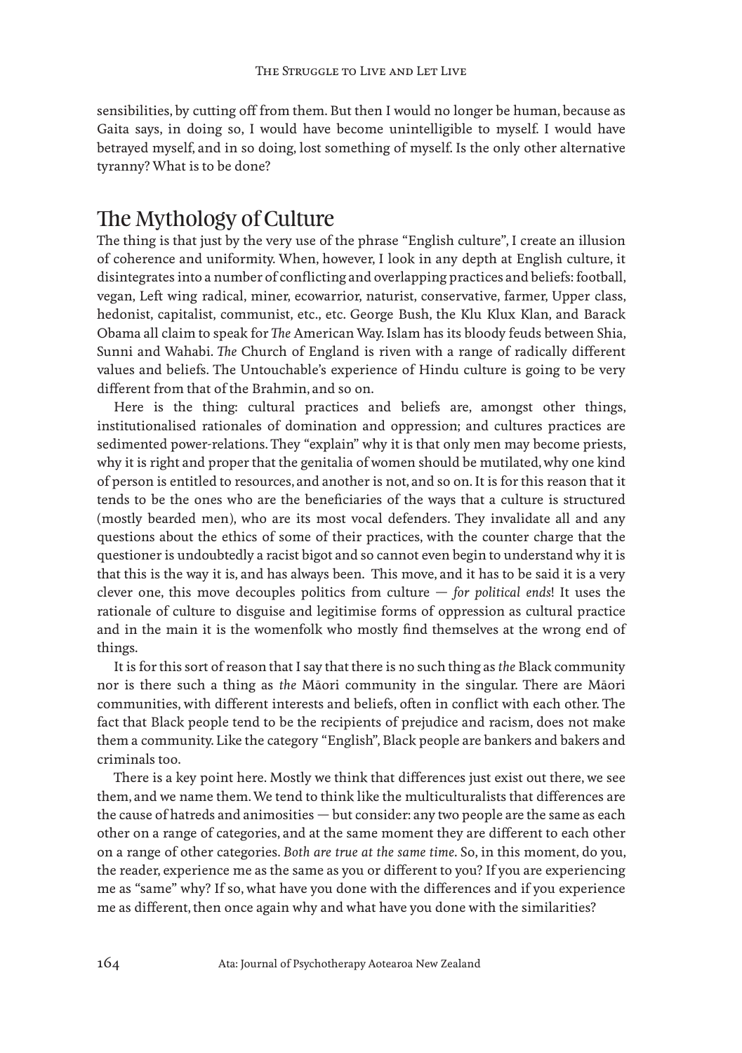sensibilities, by cutting off from them. But then I would no longer be human, because as Gaita says, in doing so, I would have become unintelligible to myself. I would have betrayed myself, and in so doing, lost something of myself. Is the only other alternative tyranny? What is to be done?

## The Mythology of Culture

The thing is that just by the very use of the phrase "English culture", I create an illusion of coherence and uniformity. When, however, I look in any depth at English culture, it disintegrates into a number of conflicting and overlapping practices and beliefs: football, vegan, Left wing radical, miner, ecowarrior, naturist, conservative, farmer, Upper class, hedonist, capitalist, communist, etc., etc. George Bush, the Klu Klux Klan, and Barack Obama all claim to speak for *The* American Way. Islam has its bloody feuds between Shia, Sunni and Wahabi. *The* Church of England is riven with a range of radically different values and beliefs. The Untouchable's experience of Hindu culture is going to be very different from that of the Brahmin, and so on.

Here is the thing: cultural practices and beliefs are, amongst other things, institutionalised rationales of domination and oppression; and cultures practices are sedimented power-relations. They "explain" why it is that only men may become priests, why it is right and proper that the genitalia of women should be mutilated, why one kind of person is entitled to resources, and another is not, and so on. It is for this reason that it tends to be the ones who are the beneficiaries of the ways that a culture is structured (mostly bearded men), who are its most vocal defenders. They invalidate all and any questions about the ethics of some of their practices, with the counter charge that the questioner is undoubtedly a racist bigot and so cannot even begin to understand why it is that this is the way it is, and has always been. This move, and it has to be said it is a very clever one, this move decouples politics from culture — *for political ends*! It uses the rationale of culture to disguise and legitimise forms of oppression as cultural practice and in the main it is the womenfolk who mostly find themselves at the wrong end of things.

It is for this sort of reason that I say that there is no such thing as *the* Black community nor is there such a thing as *the* Māori community in the singular. There are Māori communities, with different interests and beliefs, often in conflict with each other. The fact that Black people tend to be the recipients of prejudice and racism, does not make them a community. Like the category "English", Black people are bankers and bakers and criminals too.

There is a key point here. Mostly we think that differences just exist out there, we see them, and we name them. We tend to think like the multiculturalists that differences are the cause of hatreds and animosities — but consider: any two people are the same as each other on a range of categories, and at the same moment they are different to each other on a range of other categories. *Both are true at the same time*. So, in this moment, do you, the reader, experience me as the same as you or different to you? If you are experiencing me as "same" why? If so, what have you done with the differences and if you experience me as different, then once again why and what have you done with the similarities?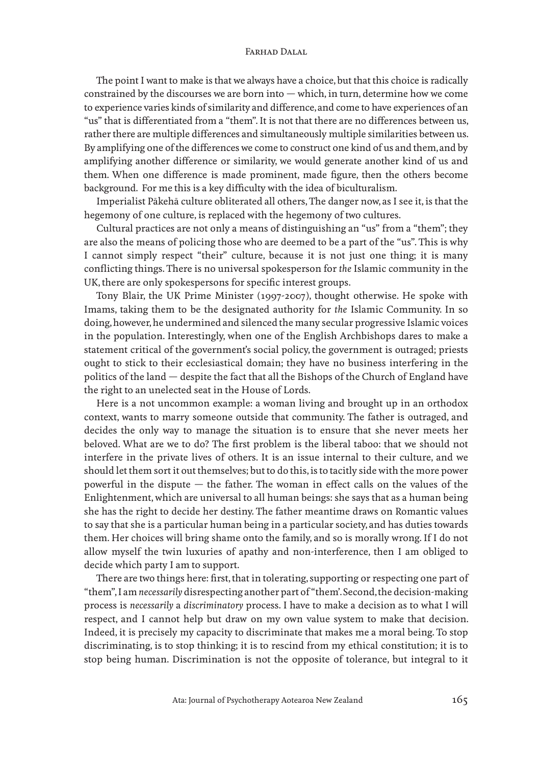The point I want to make is that we always have a choice, but that this choice is radically constrained by the discourses we are born into — which, in turn, determine how we come to experience varies kinds of similarity and difference, and come to have experiences of an "us" that is differentiated from a "them". It is not that there are no differences between us, rather there are multiple differences and simultaneously multiple similarities between us. By amplifying one of the differences we come to construct one kind of us and them, and by amplifying another difference or similarity, we would generate another kind of us and them. When one difference is made prominent, made figure, then the others become background. For me this is a key difficulty with the idea of biculturalism.

Imperialist Pākehā culture obliterated all others, The danger now, as I see it, is that the hegemony of one culture, is replaced with the hegemony of two cultures.

Cultural practices are not only a means of distinguishing an "us" from a "them"; they are also the means of policing those who are deemed to be a part of the "us". This is why I cannot simply respect "their" culture, because it is not just one thing; it is many conflicting things. There is no universal spokesperson for *the* Islamic community in the UK, there are only spokespersons for specific interest groups.

Tony Blair, the UK Prime Minister (1997-2007), thought otherwise. He spoke with Imams, taking them to be the designated authority for *the* Islamic Community. In so doing, however, he undermined and silenced the many secular progressive Islamic voices in the population. Interestingly, when one of the English Archbishops dares to make a statement critical of the government's social policy, the government is outraged; priests ought to stick to their ecclesiastical domain; they have no business interfering in the politics of the land — despite the fact that all the Bishops of the Church of England have the right to an unelected seat in the House of Lords.

Here is a not uncommon example: a woman living and brought up in an orthodox context, wants to marry someone outside that community. The father is outraged, and decides the only way to manage the situation is to ensure that she never meets her beloved. What are we to do? The first problem is the liberal taboo: that we should not interfere in the private lives of others. It is an issue internal to their culture, and we should let them sort it out themselves; but to do this, is to tacitly side with the more power powerful in the dispute — the father. The woman in effect calls on the values of the Enlightenment, which are universal to all human beings: she says that as a human being she has the right to decide her destiny. The father meantime draws on Romantic values to say that she is a particular human being in a particular society, and has duties towards them. Her choices will bring shame onto the family, and so is morally wrong. If I do not allow myself the twin luxuries of apathy and non-interference, then I am obliged to decide which party I am to support.

There are two things here: first, that in tolerating, supporting or respecting one part of "them", I am *necessarily* disrespecting another part of "them'. Second, the decision-making process is *necessarily* a *discriminatory* process. I have to make a decision as to what I will respect, and I cannot help but draw on my own value system to make that decision. Indeed, it is precisely my capacity to discriminate that makes me a moral being. To stop discriminating, is to stop thinking; it is to rescind from my ethical constitution; it is to stop being human. Discrimination is not the opposite of tolerance, but integral to it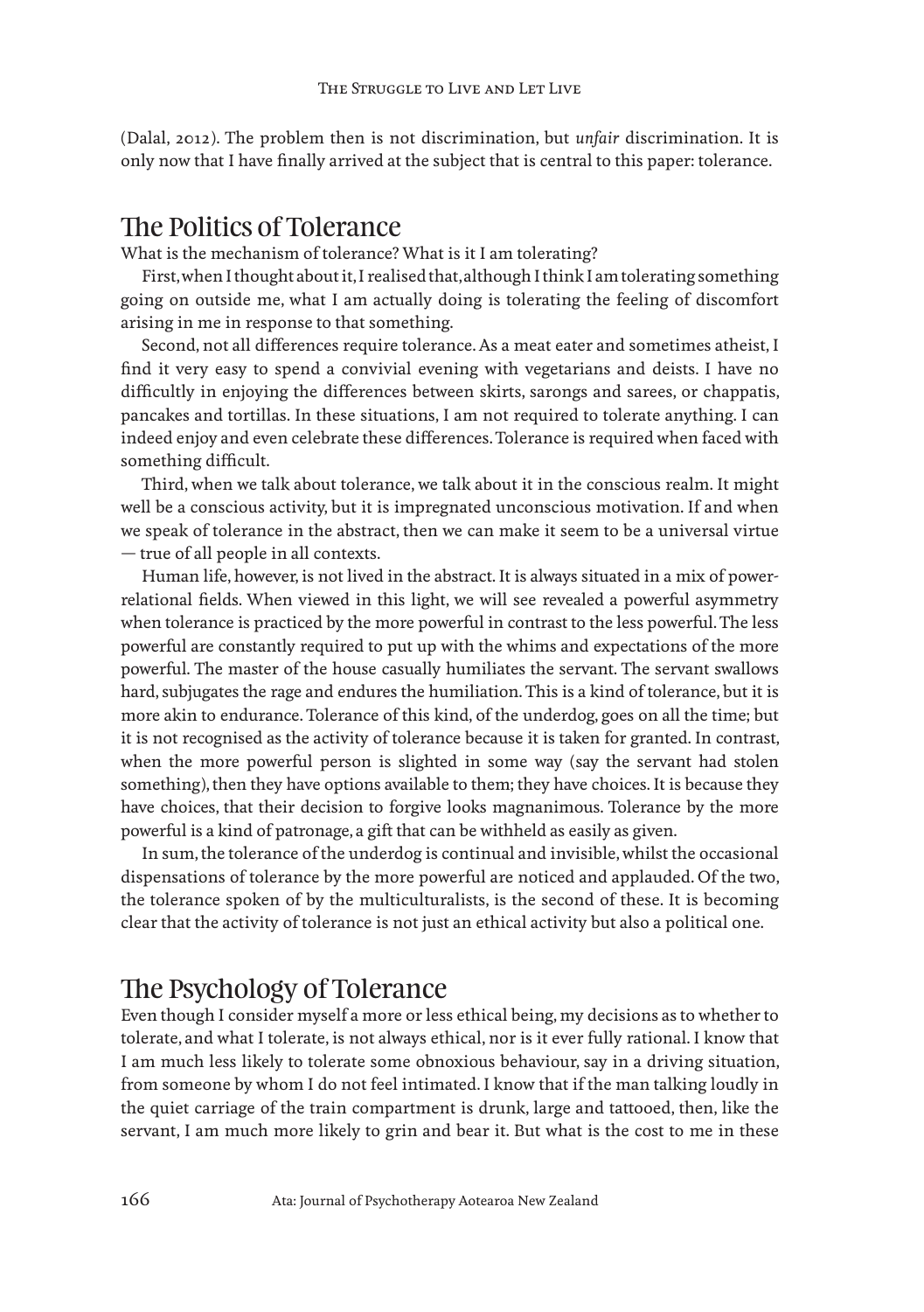(Dalal, 2012). The problem then is not discrimination, but *unfair* discrimination. It is only now that I have finally arrived at the subject that is central to this paper: tolerance.

## The Politics of Tolerance

What is the mechanism of tolerance? What is it I am tolerating?

First, when I thought about it, I realised that, although I think I am tolerating something going on outside me, what I am actually doing is tolerating the feeling of discomfort arising in me in response to that something.

Second, not all differences require tolerance. As a meat eater and sometimes atheist, I find it very easy to spend a convivial evening with vegetarians and deists. I have no difficultly in enjoying the differences between skirts, sarongs and sarees, or chappatis, pancakes and tortillas. In these situations, I am not required to tolerate anything. I can indeed enjoy and even celebrate these differences. Tolerance is required when faced with something difficult.

Third, when we talk about tolerance, we talk about it in the conscious realm. It might well be a conscious activity, but it is impregnated unconscious motivation. If and when we speak of tolerance in the abstract, then we can make it seem to be a universal virtue — true of all people in all contexts.

Human life, however, is not lived in the abstract. It is always situated in a mix of power-relational fields. When viewed in this light, we will see revealed a powerful asymmetry when tolerance is practiced by the more powerful in contrast to the less powerful. The less powerful are constantly required to put up with the whims and expectations of the more powerful. The master of the house casually humiliates the servant. The servant swallows hard, subjugates the rage and endures the humiliation. This is a kind of tolerance, but it is more akin to endurance. Tolerance of this kind, of the underdog, goes on all the time; but it is not recognised as the activity of tolerance because it is taken for granted. In contrast, when the more powerful person is slighted in some way (say the servant had stolen something), then they have options available to them; they have choices. It is because they have choices, that their decision to forgive looks magnanimous. Tolerance by the more powerful is a kind of patronage, a gift that can be withheld as easily as given.

In sum, the tolerance of the underdog is continual and invisible, whilst the occasional dispensations of tolerance by the more powerful are noticed and applauded. Of the two, the tolerance spoken of by the multiculturalists, is the second of these. It is becoming clear that the activity of tolerance is not just an ethical activity but also a political one.

## The Psychology of Tolerance

Even though I consider myself a more or less ethical being, my decisions as to whether to tolerate, and what I tolerate, is not always ethical, nor is it ever fully rational. I know that I am much less likely to tolerate some obnoxious behaviour, say in a driving situation, from someone by whom I do not feel intimated. I know that if the man talking loudly in the quiet carriage of the train compartment is drunk, large and tattooed, then, like the servant, I am much more likely to grin and bear it. But what is the cost to me in these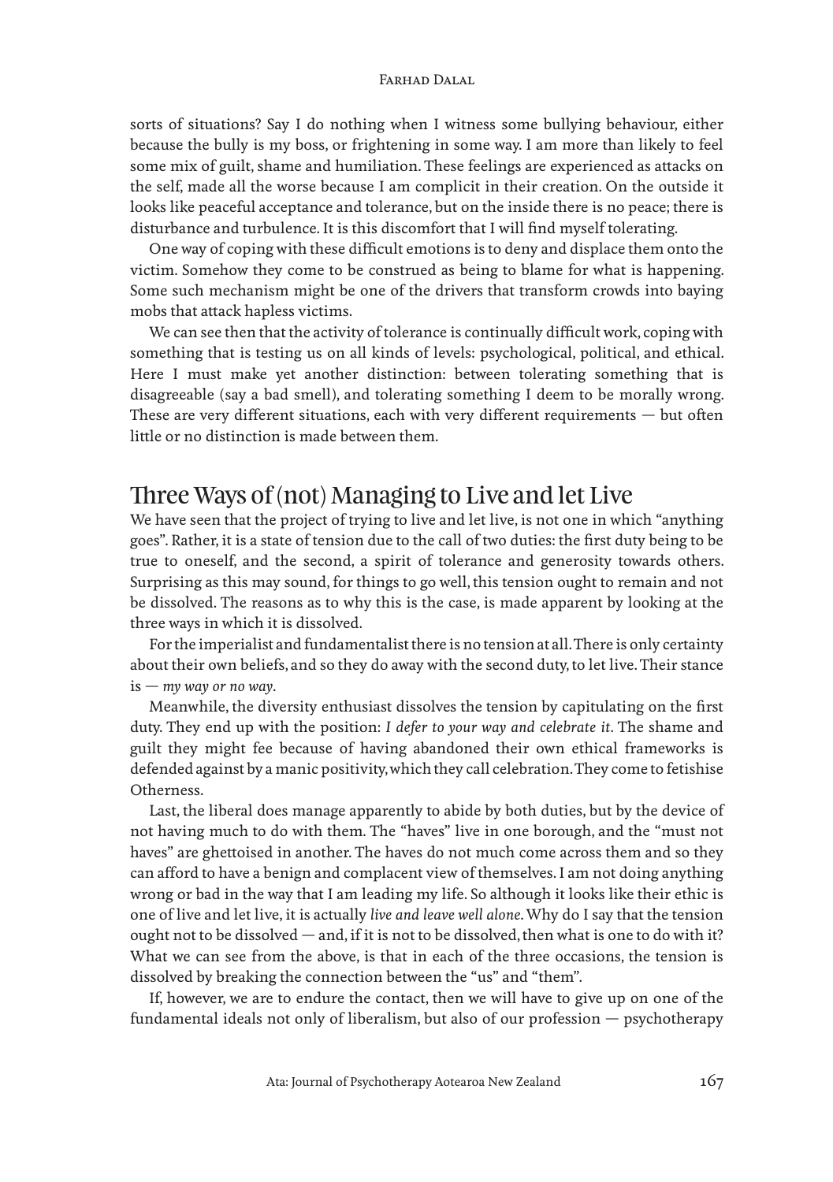sorts of situations? Say I do nothing when I witness some bullying behaviour, either because the bully is my boss, or frightening in some way. I am more than likely to feel some mix of guilt, shame and humiliation. These feelings are experienced as attacks on the self, made all the worse because I am complicit in their creation. On the outside it looks like peaceful acceptance and tolerance, but on the inside there is no peace; there is disturbance and turbulence. It is this discomfort that I will find myself tolerating.

One way of coping with these difficult emotions is to deny and displace them onto the victim. Somehow they come to be construed as being to blame for what is happening. Some such mechanism might be one of the drivers that transform crowds into baying mobs that attack hapless victims.

We can see then that the activity of tolerance is continually difficult work, coping with something that is testing us on all kinds of levels: psychological, political, and ethical. Here I must make yet another distinction: between tolerating something that is disagreeable (say a bad smell), and tolerating something I deem to be morally wrong. These are very different situations, each with very different requirements — but often little or no distinction is made between them.

## Three Ways of (not) Managing to Live and let Live

We have seen that the project of trying to live and let live, is not one in which "anything goes". Rather, it is a state of tension due to the call of two duties: the first duty being to be true to oneself, and the second, a spirit of tolerance and generosity towards others. Surprising as this may sound, for things to go well, this tension ought to remain and not be dissolved. The reasons as to why this is the case, is made apparent by looking at the three ways in which it is dissolved.

For the imperialist and fundamentalist there is no tension at all. There is only certainty about their own beliefs, and so they do away with the second duty, to let live. Their stance is — *my way or no way*.

Meanwhile, the diversity enthusiast dissolves the tension by capitulating on the first duty. They end up with the position: *I defer to your way and celebrate it*. The shame and guilt they might fee because of having abandoned their own ethical frameworks is defended against by a manic positivity, which they call celebration. They come to fetishise Otherness.

Last, the liberal does manage apparently to abide by both duties, but by the device of not having much to do with them. The "haves" live in one borough, and the "must not haves" are ghettoised in another. The haves do not much come across them and so they can afford to have a benign and complacent view of themselves. I am not doing anything wrong or bad in the way that I am leading my life. So although it looks like their ethic is one of live and let live, it is actually *live and leave well alone*. Why do I say that the tension ought not to be dissolved — and, if it is not to be dissolved, then what is one to do with it? What we can see from the above, is that in each of the three occasions, the tension is dissolved by breaking the connection between the "us" and "them".

If, however, we are to endure the contact, then we will have to give up on one of the fundamental ideals not only of liberalism, but also of our profession — psychotherapy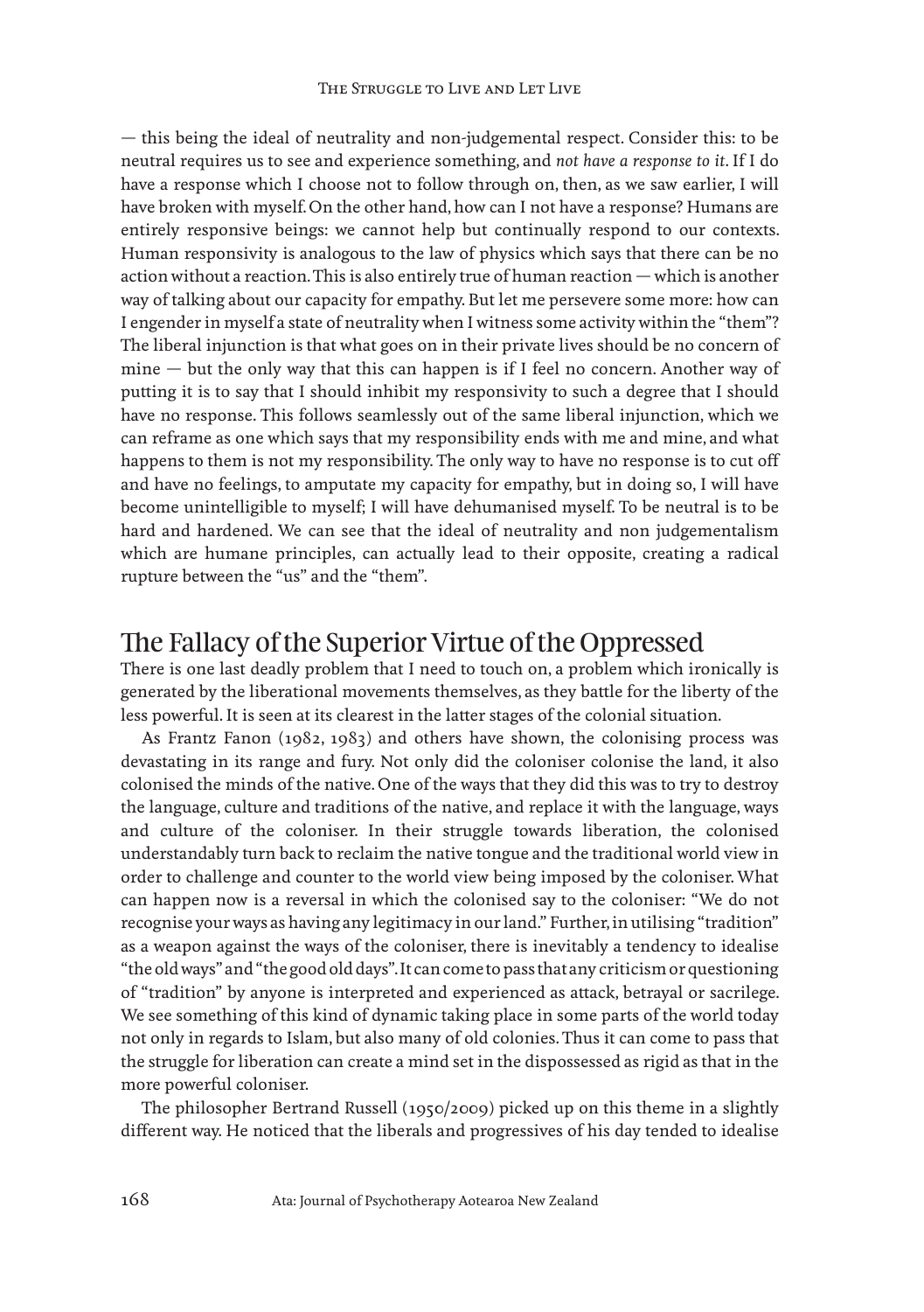— this being the ideal of neutrality and non-judgemental respect. Consider this: to be neutral requires us to see and experience something, and *not have a response to it*. If I do have a response which I choose not to follow through on, then, as we saw earlier, I will have broken with myself. On the other hand, how can I not have a response? Humans are entirely responsive beings: we cannot help but continually respond to our contexts. Human responsivity is analogous to the law of physics which says that there can be no action without a reaction. This is also entirely true of human reaction — which is another way of talking about our capacity for empathy. But let me persevere some more: how can I engender in myself a state of neutrality when I witness some activity within the "them"? The liberal injunction is that what goes on in their private lives should be no concern of mine — but the only way that this can happen is if I feel no concern. Another way of putting it is to say that I should inhibit my responsivity to such a degree that I should have no response. This follows seamlessly out of the same liberal injunction, which we can reframe as one which says that my responsibility ends with me and mine, and what happens to them is not my responsibility. The only way to have no response is to cut off and have no feelings, to amputate my capacity for empathy, but in doing so, I will have become unintelligible to myself; I will have dehumanised myself. To be neutral is to be hard and hardened. We can see that the ideal of neutrality and non judgementalism which are humane principles, can actually lead to their opposite, creating a radical rupture between the "us" and the "them".

## The Fallacy of the Superior Virtue of the Oppressed

There is one last deadly problem that I need to touch on, a problem which ironically is generated by the liberational movements themselves, as they battle for the liberty of the less powerful. It is seen at its clearest in the latter stages of the colonial situation.

As Frantz Fanon (1982, 1983) and others have shown, the colonising process was devastating in its range and fury. Not only did the coloniser colonise the land, it also colonised the minds of the native. One of the ways that they did this was to try to destroy the language, culture and traditions of the native, and replace it with the language, ways and culture of the coloniser. In their struggle towards liberation, the colonised understandably turn back to reclaim the native tongue and the traditional world view in order to challenge and counter to the world view being imposed by the coloniser. What can happen now is a reversal in which the colonised say to the coloniser: "We do not recognise your ways as having any legitimacy in our land." Further, in utilising "tradition" as a weapon against the ways of the coloniser, there is inevitably a tendency to idealise "the old ways" and "the good old days". It can come to pass that any criticism or questioning of "tradition" by anyone is interpreted and experienced as attack, betrayal or sacrilege. We see something of this kind of dynamic taking place in some parts of the world today not only in regards to Islam, but also many of old colonies. Thus it can come to pass that the struggle for liberation can create a mind set in the dispossessed as rigid as that in the more powerful coloniser.

The philosopher Bertrand Russell (1950/2009) picked up on this theme in a slightly different way. He noticed that the liberals and progressives of his day tended to idealise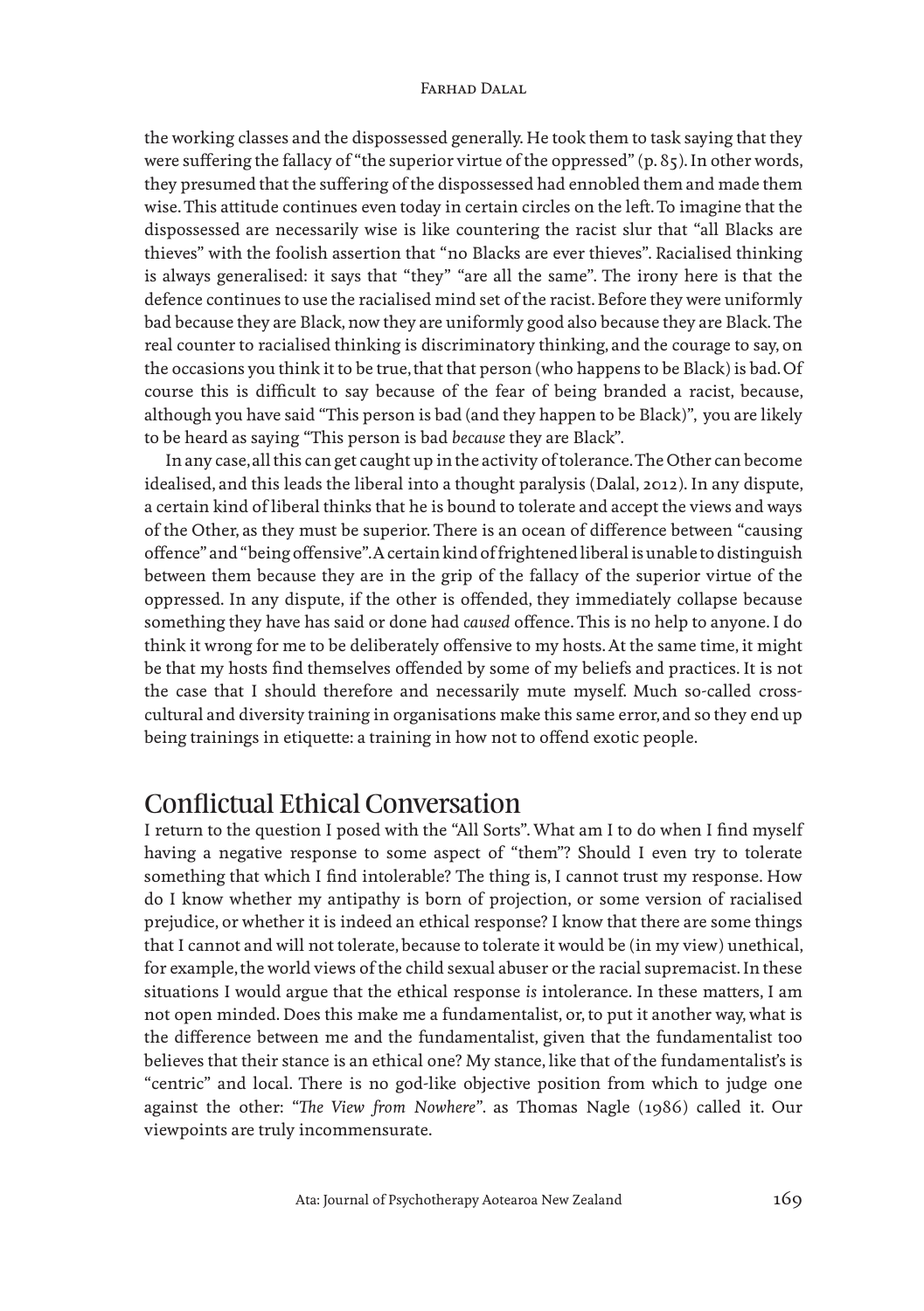the working classes and the dispossessed generally. He took them to task saying that they were suffering the fallacy of "the superior virtue of the oppressed" (p. 85). In other words, they presumed that the suffering of the dispossessed had ennobled them and made them wise. This attitude continues even today in certain circles on the left. To imagine that the dispossessed are necessarily wise is like countering the racist slur that "all Blacks are thieves" with the foolish assertion that "no Blacks are ever thieves". Racialised thinking is always generalised: it says that "they" "are all the same". The irony here is that the defence continues to use the racialised mind set of the racist. Before they were uniformly bad because they are Black, now they are uniformly good also because they are Black. The real counter to racialised thinking is discriminatory thinking, and the courage to say, on the occasions you think it to be true, that that person (who happens to be Black) is bad. Of course this is difficult to say because of the fear of being branded a racist, because, although you have said "This person is bad (and they happen to be Black)", you are likely to be heard as saying "This person is bad *because* they are Black".

In any case, all this can get caught up in the activity of tolerance. The Other can become idealised, and this leads the liberal into a thought paralysis (Dalal, 2012). In any dispute, a certain kind of liberal thinks that he is bound to tolerate and accept the views and ways of the Other, as they must be superior. There is an ocean of difference between "causing offence" and "being offensive". A certain kind of frightened liberal is unable to distinguish between them because they are in the grip of the fallacy of the superior virtue of the oppressed. In any dispute, if the other is offended, they immediately collapse because something they have has said or done had *caused* offence. This is no help to anyone. I do think it wrong for me to be deliberately offensive to my hosts. At the same time, it might be that my hosts find themselves offended by some of my beliefs and practices. It is not the case that I should therefore and necessarily mute myself. Much so-called cross-cultural and diversity training in organisations make this same error, and so they end up being trainings in etiquette: a training in how not to offend exotic people.

## Conflictual Ethical Conversation

I return to the question I posed with the "All Sorts". What am I to do when I find myself having a negative response to some aspect of "them"? Should I even try to tolerate something that which I find intolerable? The thing is, I cannot trust my response. How do I know whether my antipathy is born of projection, or some version of racialised prejudice, or whether it is indeed an ethical response? I know that there are some things that I cannot and will not tolerate, because to tolerate it would be (in my view) unethical, for example, the world views of the child sexual abuser or the racial supremacist. In these situations I would argue that the ethical response *is* intolerance. In these matters, I am not open minded. Does this make me a fundamentalist, or, to put it another way, what is the difference between me and the fundamentalist, given that the fundamentalist too believes that their stance is an ethical one? My stance, like that of the fundamentalist's is "centric" and local. There is no god-like objective position from which to judge one against the other: "*The View from Nowhere*". as Thomas Nagle (1986) called it. Our viewpoints are truly incommensurate.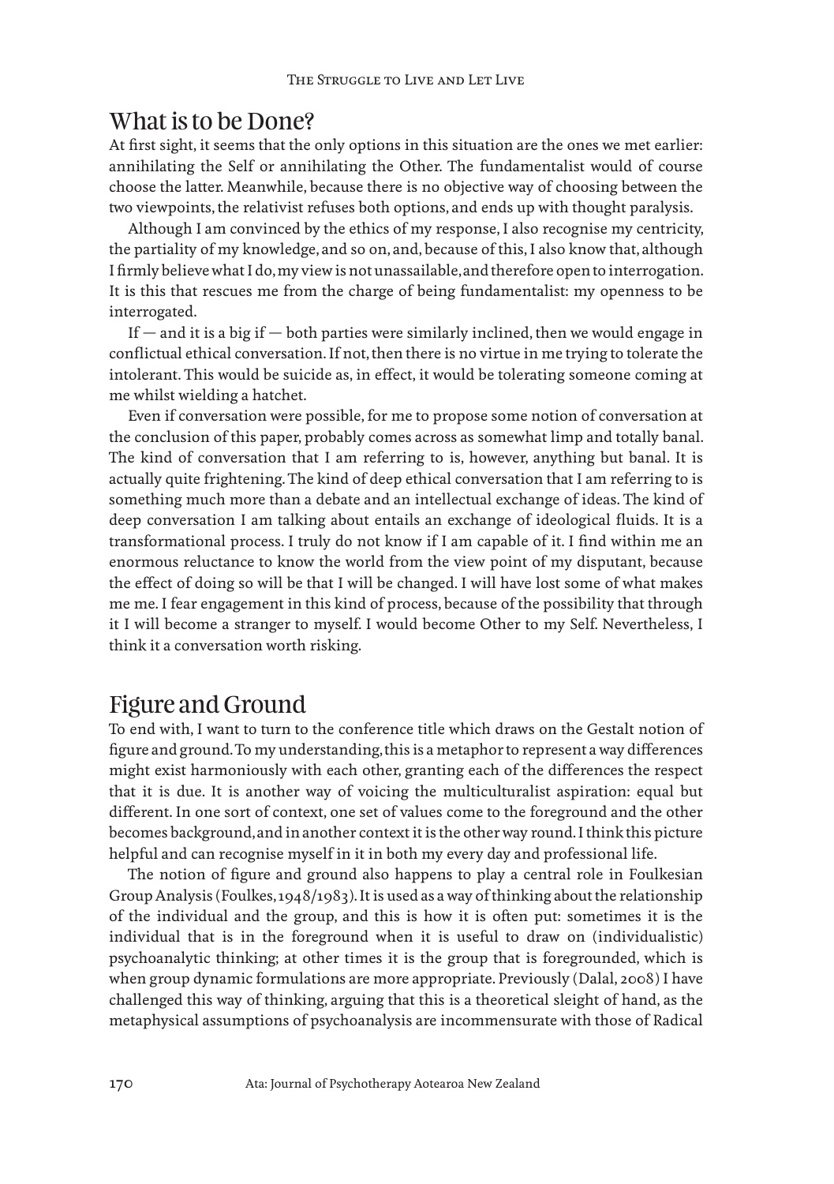## What is to be Done?

At first sight, it seems that the only options in this situation are the ones we met earlier: annihilating the Self or annihilating the Other. The fundamentalist would of course choose the latter. Meanwhile, because there is no objective way of choosing between the two viewpoints, the relativist refuses both options, and ends up with thought paralysis.

Although I am convinced by the ethics of my response, I also recognise my centricity, the partiality of my knowledge, and so on, and, because of this, I also know that, although I firmly believe what I do, my view is not unassailable, and therefore open to interrogation. It is this that rescues me from the charge of being fundamentalist: my openness to be interrogated.

If — and it is a big if — both parties were similarly inclined, then we would engage in conflictual ethical conversation. If not, then there is no virtue in me trying to tolerate the intolerant. This would be suicide as, in effect, it would be tolerating someone coming at me whilst wielding a hatchet.

Even if conversation were possible, for me to propose some notion of conversation at the conclusion of this paper, probably comes across as somewhat limp and totally banal. The kind of conversation that I am referring to is, however, anything but banal. It is actually quite frightening. The kind of deep ethical conversation that I am referring to is something much more than a debate and an intellectual exchange of ideas. The kind of deep conversation I am talking about entails an exchange of ideological fluids. It is a transformational process. I truly do not know if I am capable of it. I find within me an enormous reluctance to know the world from the view point of my disputant, because the effect of doing so will be that I will be changed. I will have lost some of what makes me me. I fear engagement in this kind of process, because of the possibility that through it I will become a stranger to myself. I would become Other to my Self. Nevertheless, I think it a conversation worth risking.

## Figure and Ground

To end with, I want to turn to the conference title which draws on the Gestalt notion of figure and ground. To my understanding, this is a metaphor to represent a way differences might exist harmoniously with each other, granting each of the differences the respect that it is due. It is another way of voicing the multiculturalist aspiration: equal but different. In one sort of context, one set of values come to the foreground and the other becomes background, and in another context it is the other way round. I think this picture helpful and can recognise myself in it in both my every day and professional life.

The notion of figure and ground also happens to play a central role in Foulkesian Group Analysis (Foulkes, 1948/1983). It is used as a way of thinking about the relationship of the individual and the group, and this is how it is often put: sometimes it is the individual that is in the foreground when it is useful to draw on (individualistic) psychoanalytic thinking; at other times it is the group that is foregrounded, which is when group dynamic formulations are more appropriate. Previously (Dalal, 2008) I have challenged this way of thinking, arguing that this is a theoretical sleight of hand, as the metaphysical assumptions of psychoanalysis are incommensurate with those of Radical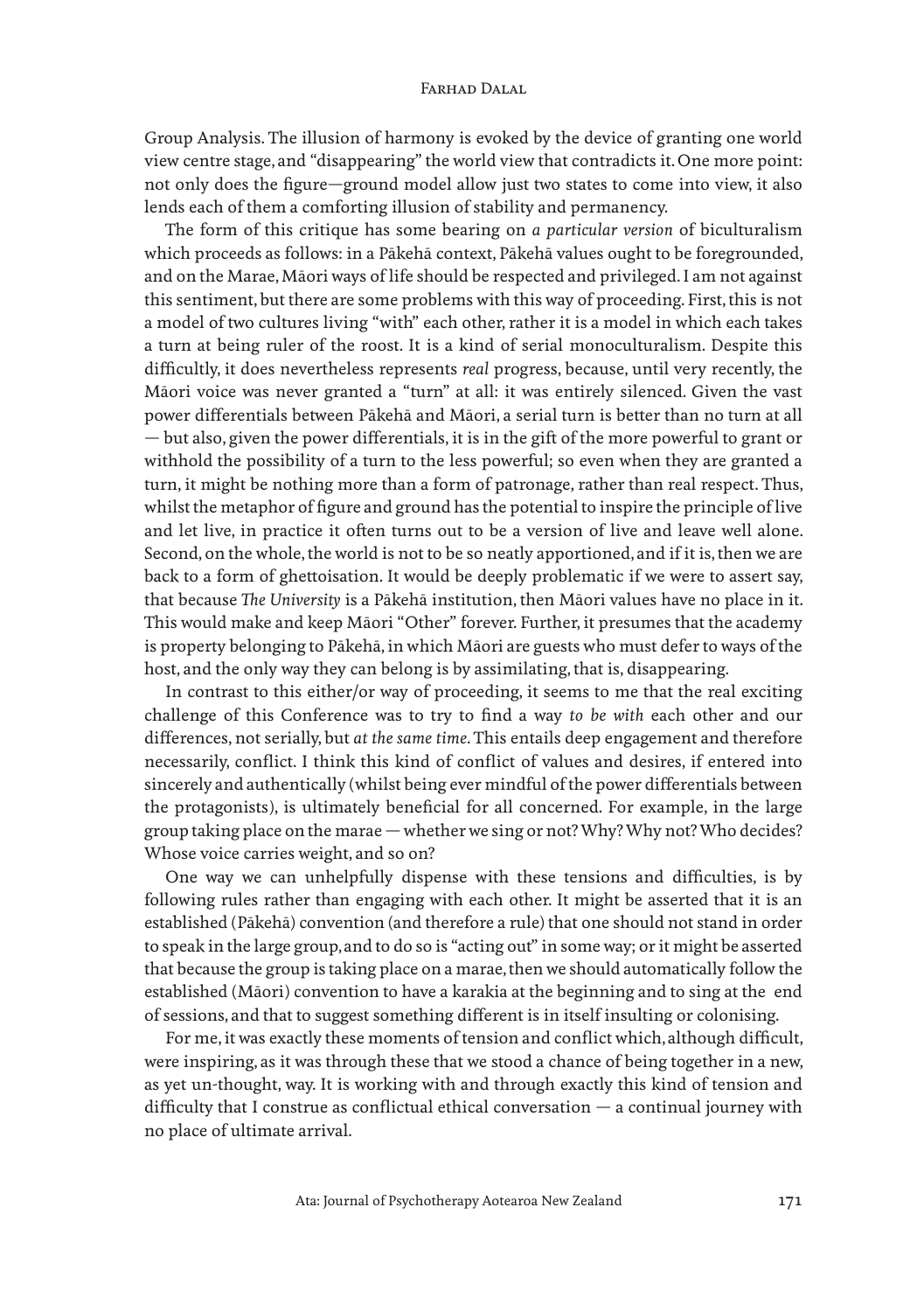Group Analysis. The illusion of harmony is evoked by the device of granting one world view centre stage, and "disappearing" the world view that contradicts it. One more point: not only does the figure—ground model allow just two states to come into view, it also lends each of them a comforting illusion of stability and permanency.

The form of this critique has some bearing on *a particular version* of biculturalism which proceeds as follows: in a Pākehā context, Pākehā values ought to be foregrounded, and on the Marae, Māori ways of life should be respected and privileged. I am not against this sentiment, but there are some problems with this way of proceeding. First, this is not a model of two cultures living "with" each other, rather it is a model in which each takes a turn at being ruler of the roost. It is a kind of serial monoculturalism. Despite this difficultly, it does nevertheless represents *real* progress, because, until very recently, the Māori voice was never granted a "turn" at all: it was entirely silenced. Given the vast power differentials between Pākehā and Māori, a serial turn is better than no turn at all — but also, given the power differentials, it is in the gift of the more powerful to grant or withhold the possibility of a turn to the less powerful; so even when they are granted a turn, it might be nothing more than a form of patronage, rather than real respect. Thus, whilst the metaphor of figure and ground has the potential to inspire the principle of live and let live, in practice it often turns out to be a version of live and leave well alone. Second, on the whole, the world is not to be so neatly apportioned, and if it is, then we are back to a form of ghettoisation. It would be deeply problematic if we were to assert say, that because *The University* is a Pākehā institution, then Māori values have no place in it. This would make and keep Māori "Other" forever. Further, it presumes that the academy is property belonging to Pākehā, in which Māori are guests who must defer to ways of the host, and the only way they can belong is by assimilating, that is, disappearing.

In contrast to this either/or way of proceeding, it seems to me that the real exciting challenge of this Conference was to try to find a way *to be with* each other and our differences, not serially, but *at the same time*. This entails deep engagement and therefore necessarily, conflict. I think this kind of conflict of values and desires, if entered into sincerely and authentically (whilst being ever mindful of the power differentials between the protagonists), is ultimately beneficial for all concerned. For example, in the large group taking place on the marae — whether we sing or not? Why? Why not? Who decides? Whose voice carries weight, and so on?

One way we can unhelpfully dispense with these tensions and difficulties, is by following rules rather than engaging with each other. It might be asserted that it is an established (Pākehā) convention (and therefore a rule) that one should not stand in order to speak in the large group, and to do so is "acting out" in some way; or it might be asserted that because the group is taking place on a marae, then we should automatically follow the established (Māori) convention to have a karakia at the beginning and to sing at the end of sessions, and that to suggest something different is in itself insulting or colonising.

For me, it was exactly these moments of tension and conflict which, although difficult, were inspiring, as it was through these that we stood a chance of being together in a new, as yet un-thought, way. It is working with and through exactly this kind of tension and difficulty that I construe as conflictual ethical conversation — a continual journey with no place of ultimate arrival.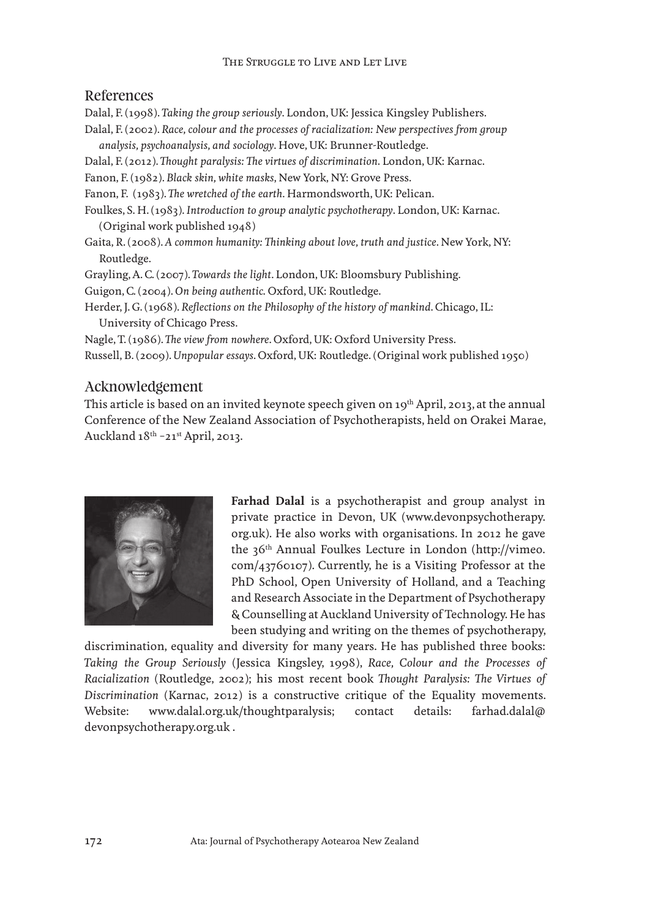## References

Dalal, F. (1998). *Taking the group seriously*. London, UK: Jessica Kingsley Publishers.

Dalal, F. (2002). *Race, colour and the processes of racialization: New perspectives from group analysis, psychoanalysis, and sociology*. Hove, UK: Brunner-Routledge.

Dalal, F. (2012). *Thought paralysis: The virtues of discrimination*. London, UK: Karnac.

Fanon, F. (1982). *Black skin, white masks*, New York, NY: Grove Press.

Fanon, F. (1983). *The wretched of the earth*. Harmondsworth, UK: Pelican.

Foulkes, S. H. (1983). *Introduction to group analytic psychotherapy*. London, UK: Karnac. (Original work published 1948)

Gaita, R. (2008). *A common humanity: Thinking about love, truth and justice*. New York, NY: Routledge.

Grayling, A. C. (2007). *Towards the light*. London, UK: Bloomsbury Publishing.

Guigon, C. (2004). *On being authentic*. Oxford, UK: Routledge.

Herder, J. G. (1968). *Reflections on the Philosophy of the history of mankind*. Chicago, IL: University of Chicago Press.

Nagle, T. (1986). *The view from nowhere*. Oxford, UK: Oxford University Press.

Russell, B. (2009). *Unpopular essays*. Oxford, UK: Routledge. (Original work published 1950)

## Acknowledgement

This article is based on an invited keynote speech given on 19th April, 2013, at the annual Conference of the New Zealand Association of Psychotherapists, held on Orakei Marae, Auckland 18th –21st April, 2013.

**Farhad Dalal** is a psychotherapist and group analyst in private practice in Devon, UK (www.devonpsychotherapy.org.uk). He also works with organisations. In 2012 he gave the 36th Annual Foulkes Lecture in London (http://vimeo.com/43760107). Currently, he is a Visiting Professor at the PhD School, Open University of Holland, and a Teaching and Research Associate in the Department of Psychotherapy & Counselling at Auckland University of Technology. He has been studying and writing on the themes of psychotherapy, discrimination, equality and diversity for many years. He has published three books: *Taking the Group Seriously* (Jessica Kingsley, 1998), *Race, Colour and the Processes of Racialization* (Routledge, 2002); his most recent book *Thought Paralysis: The Virtues of Discrimination* (Karnac, 2012) is a constructive critique of the Equality movements. Website: www.dalal.org.uk/thoughtparalysis; contact details: farhad.dalal@devonpsychotherapy.org.uk .